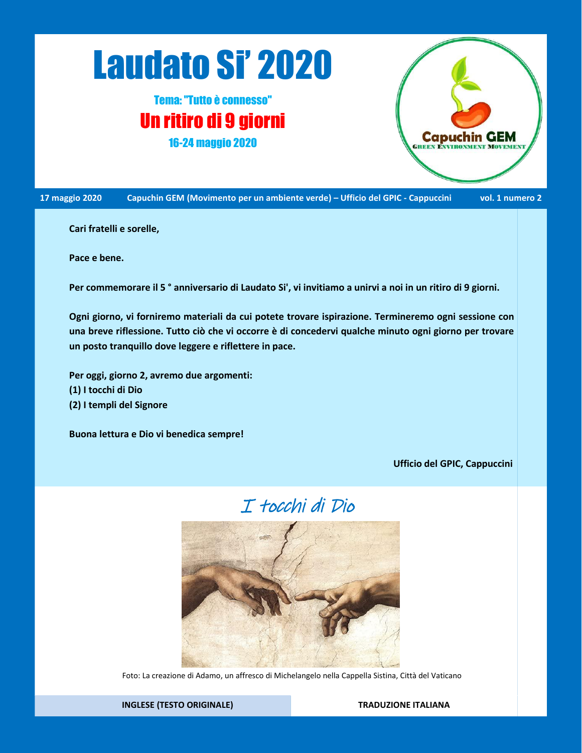# Laudato Si' 2020

Tema: "Tutto è connesso"

## Un ritiro di 9 giorni

16-24 maggio 2020

Capuchin GEM
GREEN ENVIRONMENT MOVEMENT

17 maggio 2020 — Capuchin GEM (Movimento per un ambiente verde) – Ufficio del GPIC - Cappuccini — vol. 1 numero 2

**Cari fratelli e sorelle,**

**Pace e bene.**

**Per commemorare il 5 ° anniversario di Laudato Si', vi invitiamo a unirvi a noi in un ritiro di 9 giorni.**

**Ogni giorno, vi forniremo materiali da cui potete trovare ispirazione. Termineremo ogni sessione con una breve riflessione. Tutto ciò che vi occorre è di concedervi qualche minuto ogni giorno per trovare un posto tranquillo dove leggere e riflettere in pace.**

**Per oggi, giorno 2, avremo due argomenti:**
**(1) I tocchi di Dio**
**(2) I templi del Signore**

**Buona lettura e Dio vi benedica sempre!**

**Ufficio del GPIC, Cappuccini**

## *I tocchi di Dio*

Foto: La creazione di Adamo, un affresco di Michelangelo nella Cappella Sistina, Città del Vaticano

| INGLESE (TESTO ORIGINALE) | TRADUZIONE ITALIANA |
|---|---|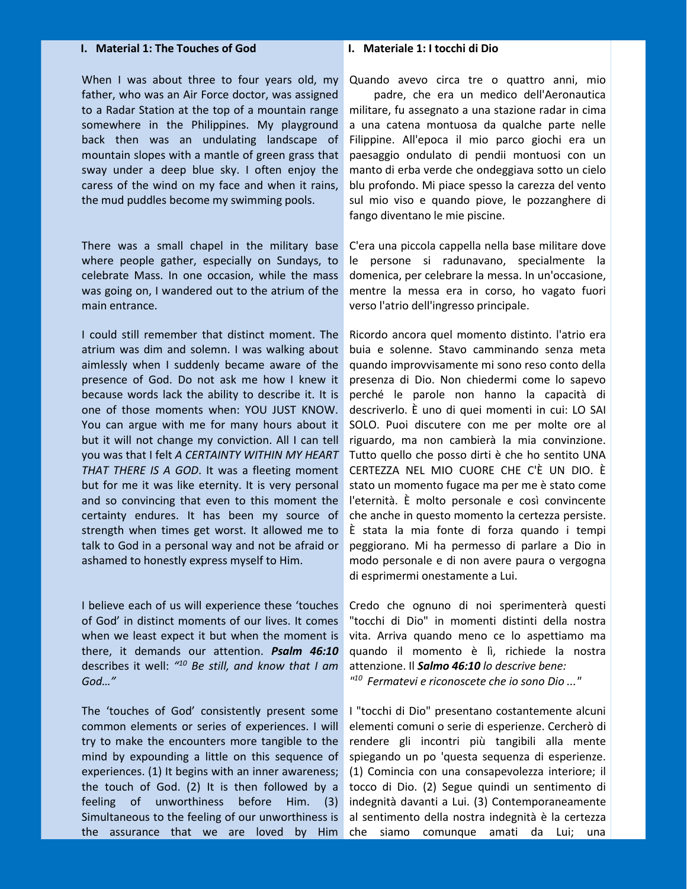## I. Material 1: The Touches of God

When I was about three to four years old, my father, who was an Air Force doctor, was assigned to a Radar Station at the top of a mountain range somewhere in the Philippines. My playground back then was an undulating landscape of mountain slopes with a mantle of green grass that sway under a deep blue sky. I often enjoy the caress of the wind on my face and when it rains, the mud puddles become my swimming pools.

There was a small chapel in the military base where people gather, especially on Sundays, to celebrate Mass. In one occasion, while the mass was going on, I wandered out to the atrium of the main entrance.

I could still remember that distinct moment. The atrium was dim and solemn. I was walking about aimlessly when I suddenly became aware of the presence of God. Do not ask me how I knew it because words lack the ability to describe it. It is one of those moments when: YOU JUST KNOW. You can argue with me for many hours about it but it will not change my conviction. All I can tell you was that I felt *A CERTAINTY WITHIN MY HEART THAT THERE IS A GOD*. It was a fleeting moment but for me it was like eternity. It is very personal and so convincing that even to this moment the certainty endures. It has been my source of strength when times get worst. It allowed me to talk to God in a personal way and not be afraid or ashamed to honestly express myself to Him.

I believe each of us will experience these 'touches of God' in distinct moments of our lives. It comes when we least expect it but when the moment is there, it demands our attention. ***Psalm 46:10*** describes it well: *"[10] Be still, and know that I am God…"*

The 'touches of God' consistently present some common elements or series of experiences. I will try to make the encounters more tangible to the mind by expounding a little on this sequence of experiences. (1) It begins with an inner awareness; the touch of God. (2) It is then followed by a feeling of unworthiness before Him. (3) Simultaneous to the feeling of our unworthiness is the assurance that we are loved by Him

## I. Materiale 1: I tocchi di Dio

Quando avevo circa tre o quattro anni, mio padre, che era un medico dell'Aeronautica militare, fu assegnato a una stazione radar in cima a una catena montuosa da qualche parte nelle Filippine. All'epoca il mio parco giochi era un paesaggio ondulato di pendii montuosi con un manto di erba verde che ondeggiava sotto un cielo blu profondo. Mi piace spesso la carezza del vento sul mio viso e quando piove, le pozzanghere di fango diventano le mie piscine.

C'era una piccola cappella nella base militare dove le persone si radunavano, specialmente la domenica, per celebrare la messa. In un'occasione, mentre la messa era in corso, ho vagato fuori verso l'atrio dell'ingresso principale.

Ricordo ancora quel momento distinto. l'atrio era buia e solenne. Stavo camminando senza meta quando improvvisamente mi sono reso conto della presenza di Dio. Non chiedermi come lo sapevo perché le parole non hanno la capacità di descriverlo. È uno di quei momenti in cui: LO SAI SOLO. Puoi discutere con me per molte ore al riguardo, ma non cambierà la mia convinzione. Tutto quello che posso dirti è che ho sentito UNA CERTEZZA NEL MIO CUORE CHE C'È UN DIO. È stato un momento fugace ma per me è stato come l'eternità. È molto personale e così convincente che anche in questo momento la certezza persiste. È stata la mia fonte di forza quando i tempi peggiorano. Mi ha permesso di parlare a Dio in modo personale e di non avere paura o vergogna di esprimermi onestamente a Lui.

Credo che ognuno di noi sperimenterà questi "tocchi di Dio" in momenti distinti della nostra vita. Arriva quando meno ce lo aspettiamo ma quando il momento è lì, richiede la nostra attenzione. Il ***Salmo 46:10*** *lo descrive bene:*
*"[10] Fermatevi e riconoscete che io sono Dio ..."*

I "tocchi di Dio" presentano costantemente alcuni elementi comuni o serie di esperienze. Cercherò di rendere gli incontri più tangibili alla mente spiegando un po 'questa sequenza di esperienze. (1) Comincia con una consapevolezza interiore; il tocco di Dio. (2) Segue quindi un sentimento di indegnità davanti a Lui. (3) Contemporaneamente al sentimento della nostra indegnità è la certezza che siamo comunque amati da Lui; una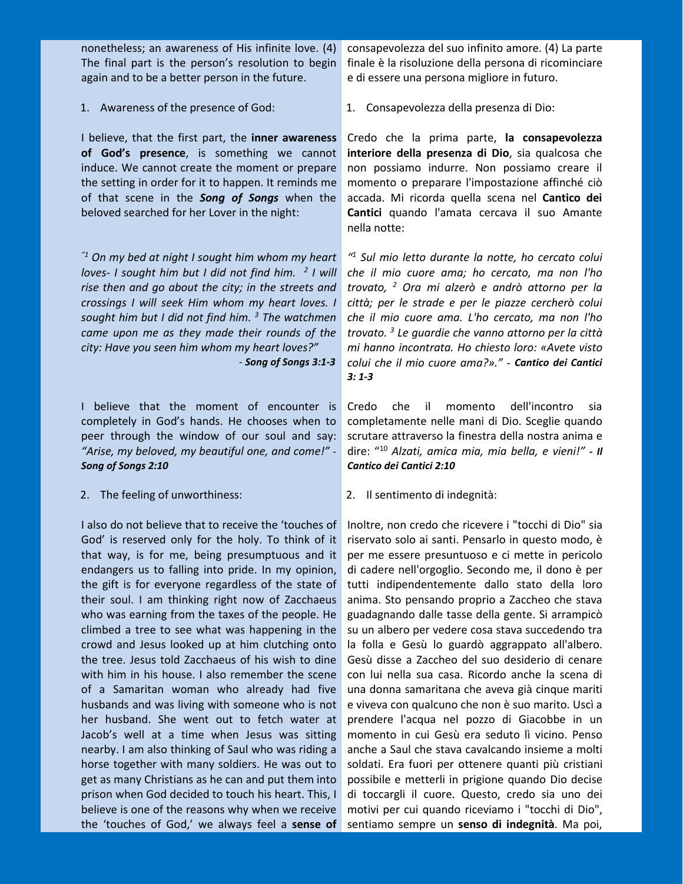nonetheless; an awareness of His infinite love. (4) The final part is the person's resolution to begin again and to be a better person in the future.

1. Awareness of the presence of God:

I believe, that the first part, the **inner awareness of God's presence**, is something we cannot induce. We cannot create the moment or prepare the setting in order for it to happen. It reminds me of that scene in the ***Song of Songs*** when the beloved searched for her Lover in the night:

*"[1] On my bed at night I sought him whom my heart loves- I sought him but I did not find him. [2] I will rise then and go about the city; in the streets and crossings I will seek Him whom my heart loves. I sought him but I did not find him. [3] The watchmen came upon me as they made their rounds of the city: Have you seen him whom my heart loves?"*
- ***Song of Songs 3:1-3***

I believe that the moment of encounter is completely in God's hands. He chooses when to peer through the window of our soul and say: *"Arise, my beloved, my beautiful one, and come!"* - ***Song of Songs 2:10***

2. The feeling of unworthiness:

I also do not believe that to receive the 'touches of God' is reserved only for the holy. To think of it that way, is for me, being presumptuous and it endangers us to falling into pride. In my opinion, the gift is for everyone regardless of the state of their soul. I am thinking right now of Zacchaeus who was earning from the taxes of the people. He climbed a tree to see what was happening in the crowd and Jesus looked up at him clutching onto the tree. Jesus told Zacchaeus of his wish to dine with him in his house. I also remember the scene of a Samaritan woman who already had five husbands and was living with someone who is not her husband. She went out to fetch water at Jacob's well at a time when Jesus was sitting nearby. I am also thinking of Saul who was riding a horse together with many soldiers. He was out to get as many Christians as he can and put them into prison when God decided to touch his heart. This, I believe is one of the reasons why when we receive the 'touches of God,' we always feel a **sense of**

consapevolezza del suo infinito amore. (4) La parte finale è la risoluzione della persona di ricominciare e di essere una persona migliore in futuro.

1. Consapevolezza della presenza di Dio:

Credo che la prima parte, **la consapevolezza interiore della presenza di Dio**, sia qualcosa che non possiamo indurre. Non possiamo creare il momento o preparare l'impostazione affinché ciò accada. Mi ricorda quella scena nel **Cantico dei Cantici** quando l'amata cercava il suo Amante nella notte:

*"[1] Sul mio letto durante la notte, ho cercato colui che il mio cuore ama; ho cercato, ma non l'ho trovato, [2] Ora mi alzerò e andrò attorno per la città; per le strade e per le piazze cercherò colui che il mio cuore ama. L'ho cercato, ma non l'ho trovato. [3] Le guardie che vanno attorno per la città mi hanno incontrata. Ho chiesto loro: «Avete visto colui che il mio cuore ama?»."* - ***Cantico dei Cantici 3: 1-3***

Credo che il momento dell'incontro sia completamente nelle mani di Dio. Sceglie quando scrutare attraverso la finestra della nostra anima e dire: "[10] *Alzati, amica mia, mia bella, e vieni!"* ***- Il Cantico dei Cantici 2:10***

2. Il sentimento di indegnità:

Inoltre, non credo che ricevere i "tocchi di Dio" sia riservato solo ai santi. Pensarlo in questo modo, è per me essere presuntuoso e ci mette in pericolo di cadere nell'orgoglio. Secondo me, il dono è per tutti indipendentemente dallo stato della loro anima. Sto pensando proprio a Zaccheo che stava guadagnando dalle tasse della gente. Si arrampicò su un albero per vedere cosa stava succedendo tra la folla e Gesù lo guardò aggrappato all'albero. Gesù disse a Zaccheo del suo desiderio di cenare con lui nella sua casa. Ricordo anche la scena di una donna samaritana che aveva già cinque mariti e viveva con qualcuno che non è suo marito. Uscì a prendere l'acqua nel pozzo di Giacobbe in un momento in cui Gesù era seduto lì vicino. Penso anche a Saul che stava cavalcando insieme a molti soldati. Era fuori per ottenere quanti più cristiani possibile e metterli in prigione quando Dio decise di toccargli il cuore. Questo, credo sia uno dei motivi per cui quando riceviamo i "tocchi di Dio", sentiamo sempre un **senso di indegnità**. Ma poi,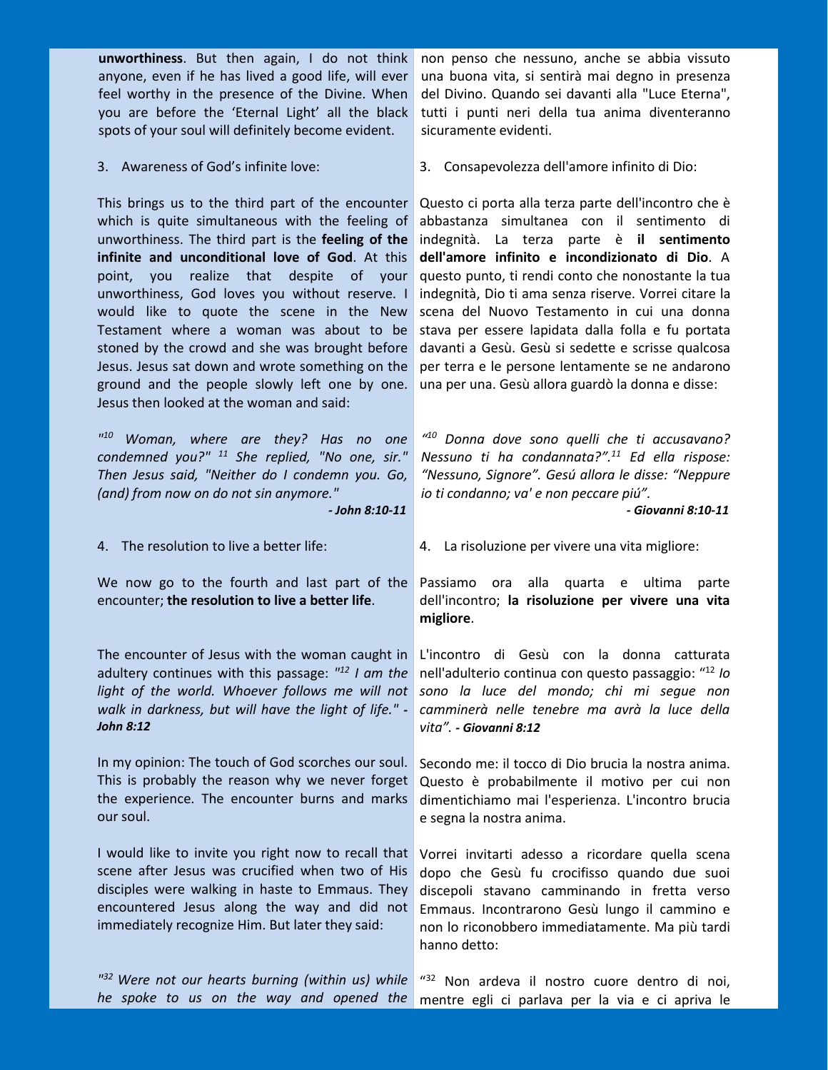**unworthiness**. But then again, I do not think anyone, even if he has lived a good life, will ever feel worthy in the presence of the Divine. When you are before the 'Eternal Light' all the black spots of your soul will definitely become evident.

3. Awareness of God's infinite love:

This brings us to the third part of the encounter which is quite simultaneous with the feeling of unworthiness. The third part is the **feeling of the infinite and unconditional love of God**. At this point, you realize that despite of your unworthiness, God loves you without reserve. I would like to quote the scene in the New Testament where a woman was about to be stoned by the crowd and she was brought before Jesus. Jesus sat down and wrote something on the ground and the people slowly left one by one. Jesus then looked at the woman and said:

*"[10] Woman, where are they? Has no one condemned you?" [11] She replied, "No one, sir." Then Jesus said, "Neither do I condemn you. Go, (and) from now on do not sin anymore."*

***- John 8:10-11***

4. The resolution to live a better life:

We now go to the fourth and last part of the encounter; **the resolution to live a better life**.

The encounter of Jesus with the woman caught in adultery continues with this passage: *"[12] I am the light of the world. Whoever follows me will not walk in darkness, but will have the light of life." -* ***John 8:12***

In my opinion: The touch of God scorches our soul. This is probably the reason why we never forget the experience. The encounter burns and marks our soul.

I would like to invite you right now to recall that scene after Jesus was crucified when two of His disciples were walking in haste to Emmaus. They encountered Jesus along the way and did not immediately recognize Him. But later they said:

*"[32] Were not our hearts burning (within us) while he spoke to us on the way and opened the*

non penso che nessuno, anche se abbia vissuto una buona vita, si sentirà mai degno in presenza del Divino. Quando sei davanti alla "Luce Eterna", tutti i punti neri della tua anima diventeranno sicuramente evidenti.

3. Consapevolezza dell'amore infinito di Dio:

Questo ci porta alla terza parte dell'incontro che è abbastanza simultanea con il sentimento di indegnità. La terza parte è **il sentimento dell'amore infinito e incondizionato di Dio**. A questo punto, ti rendi conto che nonostante la tua indegnità, Dio ti ama senza riserve. Vorrei citare la scena del Nuovo Testamento in cui una donna stava per essere lapidata dalla folla e fu portata davanti a Gesù. Gesù si sedette e scrisse qualcosa per terra e le persone lentamente se ne andarono una per una. Gesù allora guardò la donna e disse:

*"[10] Donna dove sono quelli che ti accusavano? Nessuno ti ha condannata?".[11] Ed ella rispose: "Nessuno, Signore". Gesú allora le disse: "Neppure io ti condanno; va' e non peccare piú".*

***- Giovanni 8:10-11***

4. La risoluzione per vivere una vita migliore:

Passiamo ora alla quarta e ultima parte dell'incontro; **la risoluzione per vivere una vita migliore**.

L'incontro di Gesù con la donna catturata nell'adulterio continua con questo passaggio: "[12] *Io sono la luce del mondo; chi mi segue non camminerà nelle tenebre ma avrà la luce della vita". -* ***Giovanni 8:12***

Secondo me: il tocco di Dio brucia la nostra anima. Questo è probabilmente il motivo per cui non dimentichiamo mai l'esperienza. L'incontro brucia e segna la nostra anima.

Vorrei invitarti adesso a ricordare quella scena dopo che Gesù fu crocifisso quando due suoi discepoli stavano camminando in fretta verso Emmaus. Incontrarono Gesù lungo il cammino e non lo riconobbero immediatamente. Ma più tardi hanno detto:

"[32] Non ardeva il nostro cuore dentro di noi, mentre egli ci parlava per la via e ci apriva le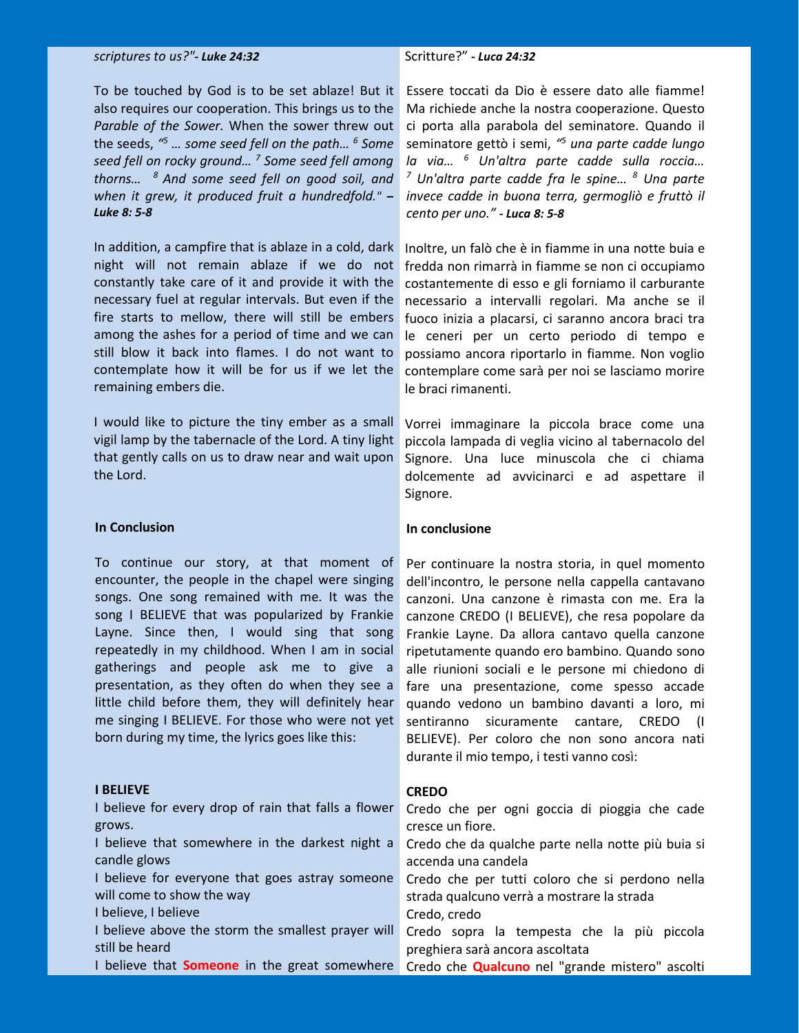*scriptures to us?"- **Luke 24:32***

To be touched by God is to be set ablaze! But it also requires our cooperation. This brings us to the *Parable of the Sower.* When the sower threw out the seeds, *"[5] … some seed fell on the path… [6] Some seed fell on rocky ground… [7] Some seed fell among thorns… [8] And some seed fell on good soil, and when it grew, it produced fruit a hundredfold." – **Luke 8: 5-8***

In addition, a campfire that is ablaze in a cold, dark night will not remain ablaze if we do not constantly take care of it and provide it with the necessary fuel at regular intervals. But even if the fire starts to mellow, there will still be embers among the ashes for a period of time and we can still blow it back into flames. I do not want to contemplate how it will be for us if we let the remaining embers die.

I would like to picture the tiny ember as a small vigil lamp by the tabernacle of the Lord. A tiny light that gently calls on us to draw near and wait upon the Lord.

**In Conclusion**

To continue our story, at that moment of encounter, the people in the chapel were singing songs. One song remained with me. It was the song I BELIEVE that was popularized by Frankie Layne. Since then, I would sing that song repeatedly in my childhood. When I am in social gatherings and people ask me to give a presentation, as they often do when they see a little child before them, they will definitely hear me singing I BELIEVE. For those who were not yet born during my time, the lyrics goes like this:

**I BELIEVE**

I believe for every drop of rain that falls a flower grows.
I believe that somewhere in the darkest night a candle glows
I believe for everyone that goes astray someone will come to show the way
I believe, I believe
I believe above the storm the smallest prayer will still be heard
I believe that **Someone** in the great somewhere

Scritture?" ***- Luca 24:32***

Essere toccati da Dio è essere dato alle fiamme! Ma richiede anche la nostra cooperazione. Questo ci porta alla parabola del seminatore. Quando il seminatore gettò i semi, *"[5] una parte cadde lungo la via… [6] Un'altra parte cadde sulla roccia… [7] Un'altra parte cadde fra le spine… [8] Una parte invece cadde in buona terra, germogliò e fruttò il cento per uno." **- Luca 8: 5-8***

Inoltre, un falò che è in fiamme in una notte buia e fredda non rimarrà in fiamme se non ci occupiamo costantemente di esso e gli forniamo il carburante necessario a intervalli regolari. Ma anche se il fuoco inizia a placarsi, ci saranno ancora braci tra le ceneri per un certo periodo di tempo e possiamo ancora riportarlo in fiamme. Non voglio contemplare come sarà per noi se lasciamo morire le braci rimanenti.

Vorrei immaginare la piccola brace come una piccola lampada di veglia vicino al tabernacolo del Signore. Una luce minuscola che ci chiama dolcemente ad avvicinarci e ad aspettare il Signore.

**In conclusione**

Per continuare la nostra storia, in quel momento dell'incontro, le persone nella cappella cantavano canzoni. Una canzone è rimasta con me. Era la canzone CREDO (I BELIEVE), che resa popolare da Frankie Layne. Da allora cantavo quella canzone ripetutamente quando ero bambino. Quando sono alle riunioni sociali e le persone mi chiedono di fare una presentazione, come spesso accade quando vedono un bambino davanti a loro, mi sentiranno sicuramente cantare, CREDO (I BELIEVE). Per coloro che non sono ancora nati durante il mio tempo, i testi vanno così:

**CREDO**

Credo che per ogni goccia di pioggia che cade cresce un fiore.
Credo che da qualche parte nella notte più buia si accenda una candela
Credo che per tutti coloro che si perdono nella strada qualcuno verrà a mostrare la strada
Credo, credo
Credo sopra la tempesta che la più piccola preghiera sarà ancora ascoltata
Credo che **Qualcuno** nel "grande mistero" ascolti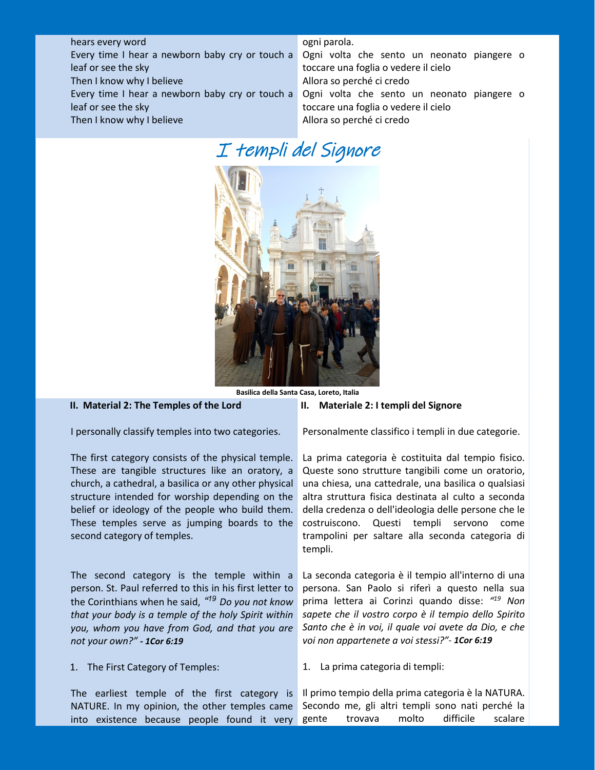hears every word
Every time I hear a newborn baby cry or touch a leaf or see the sky
Then I know why I believe
Every time I hear a newborn baby cry or touch a leaf or see the sky
Then I know why I believe

ogni parola.
Ogni volta che sento un neonato piangere o toccare una foglia o vedere il cielo
Allora so perché ci credo
Ogni volta che sento un neonato piangere o toccare una foglia o vedere il cielo
Allora so perché ci credo

# I templi del Signore

**Basilica della Santa Casa, Loreto, Italia**

### II. Material 2: The Temples of the Lord

I personally classify temples into two categories.

The first category consists of the physical temple. These are tangible structures like an oratory, a church, a cathedral, a basilica or any other physical structure intended for worship depending on the belief or ideology of the people who build them. These temples serve as jumping boards to the second category of temples.

The second category is the temple within a person. St. Paul referred to this in his first letter to the Corinthians when he said, *"[19] Do you not know that your body is a temple of the holy Spirit within you, whom you have from God, and that you are not your own?"* ***- 1Cor 6:19***

1. The First Category of Temples:

The earliest temple of the first category is NATURE. In my opinion, the other temples came into existence because people found it very

### II. Materiale 2: I templi del Signore

Personalmente classifico i templi in due categorie.

La prima categoria è costituita dal tempio fisico. Queste sono strutture tangibili come un oratorio, una chiesa, una cattedrale, una basilica o qualsiasi altra struttura fisica destinata al culto a seconda della credenza o dell'ideologia delle persone che le costruiscono. Questi templi servono come trampolini per saltare alla seconda categoria di templi.

La seconda categoria è il tempio all'interno di una persona. San Paolo si riferì a questo nella sua prima lettera ai Corinzi quando disse: *"[19] Non sapete che il vostro corpo è il tempio dello Spirito Santo che è in voi, il quale voi avete da Dio, e che voi non appartenete a voi stessi?"*- ***1Cor 6:19***

1. La prima categoria di templi:

Il primo tempio della prima categoria è la NATURA. Secondo me, gli altri templi sono nati perché la gente trovava molto difficile scalare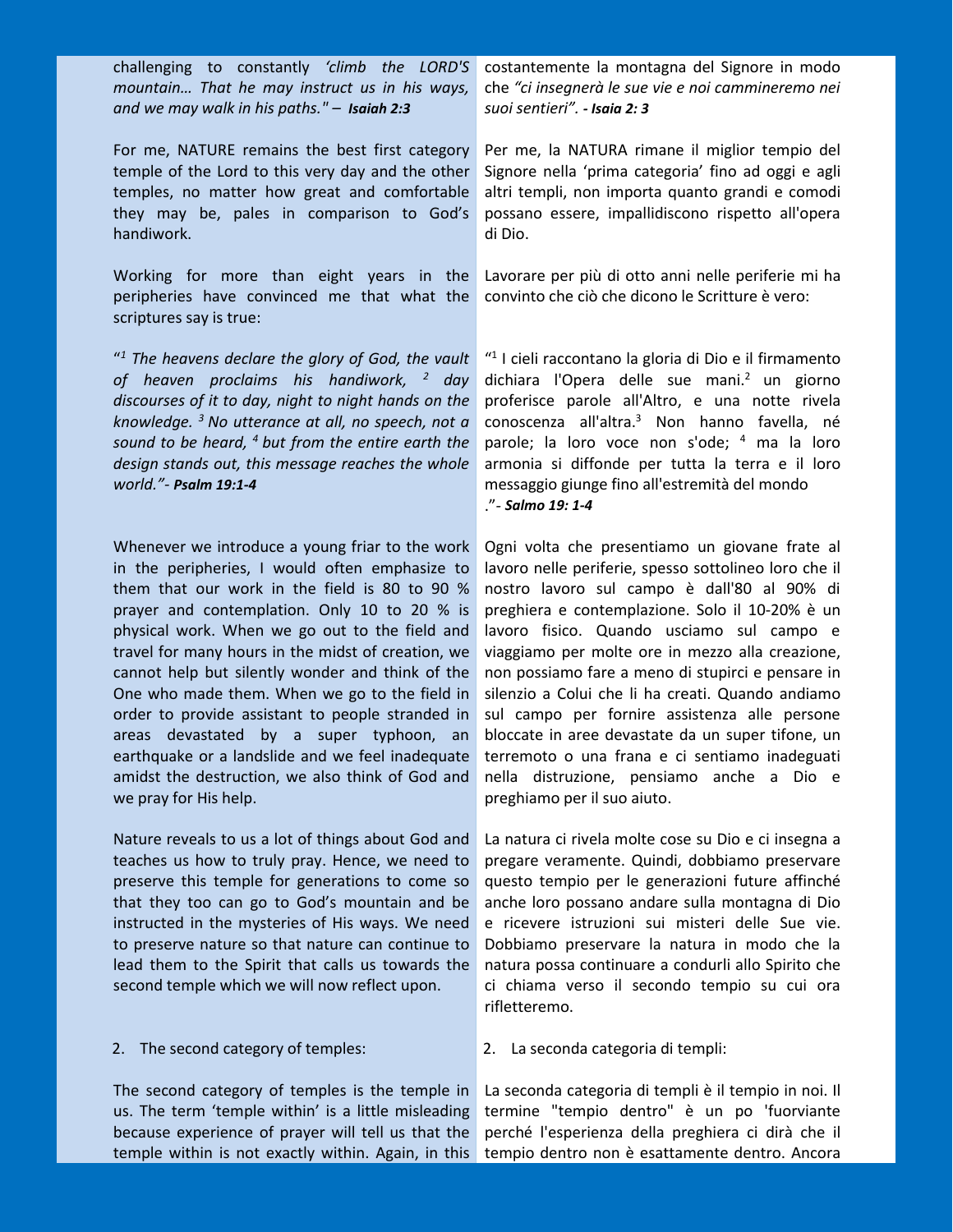challenging to constantly *'climb the LORD'S mountain… That he may instruct us in his ways, and we may walk in his paths." – **Isaiah 2:3***

For me, NATURE remains the best first category temple of the Lord to this very day and the other temples, no matter how great and comfortable they may be, pales in comparison to God's handiwork.

Working for more than eight years in the peripheries have convinced me that what the scriptures say is true:

"[1] *The heavens declare the glory of God, the vault of heaven proclaims his handiwork, [2] day discourses of it to day, night to night hands on the knowledge. [3] No utterance at all, no speech, not a sound to be heard, [4] but from the entire earth the design stands out, this message reaches the whole world."- **Psalm 19:1-4***

Whenever we introduce a young friar to the work in the peripheries, I would often emphasize to them that our work in the field is 80 to 90 % prayer and contemplation. Only 10 to 20 % is physical work. When we go out to the field and travel for many hours in the midst of creation, we cannot help but silently wonder and think of the One who made them. When we go to the field in order to provide assistant to people stranded in areas devastated by a super typhoon, an earthquake or a landslide and we feel inadequate amidst the destruction, we also think of God and we pray for His help.

Nature reveals to us a lot of things about God and teaches us how to truly pray. Hence, we need to preserve this temple for generations to come so that they too can go to God's mountain and be instructed in the mysteries of His ways. We need to preserve nature so that nature can continue to lead them to the Spirit that calls us towards the second temple which we will now reflect upon.

2. The second category of temples:

The second category of temples is the temple in us. The term 'temple within' is a little misleading because experience of prayer will tell us that the temple within is not exactly within. Again, in this

costantemente la montagna del Signore in modo che *"ci insegnerà le sue vie e noi cammineremo nei suoi sentieri". - **Isaia 2: 3***

Per me, la NATURA rimane il miglior tempio del Signore nella 'prima categoria' fino ad oggi e agli altri templi, non importa quanto grandi e comodi possano essere, impallidiscono rispetto all'opera di Dio.

Lavorare per più di otto anni nelle periferie mi ha convinto che ciò che dicono le Scritture è vero:

"[1] I cieli raccontano la gloria di Dio e il firmamento dichiara l'Opera delle sue mani.[2] un giorno proferisce parole all'Altro, e una notte rivela conoscenza all'altra.[3] Non hanno favella, né parole; la loro voce non s'ode; [4] ma la loro armonia si diffonde per tutta la terra e il loro messaggio giunge fino all'estremità del mondo ."- ***Salmo 19: 1-4***

Ogni volta che presentiamo un giovane frate al lavoro nelle periferie, spesso sottolineo loro che il nostro lavoro sul campo è dall'80 al 90% di preghiera e contemplazione. Solo il 10-20% è un lavoro fisico. Quando usciamo sul campo e viaggiamo per molte ore in mezzo alla creazione, non possiamo fare a meno di stupirci e pensare in silenzio a Colui che li ha creati. Quando andiamo sul campo per fornire assistenza alle persone bloccate in aree devastate da un super tifone, un terremoto o una frana e ci sentiamo inadeguati nella distruzione, pensiamo anche a Dio e preghiamo per il suo aiuto.

La natura ci rivela molte cose su Dio e ci insegna a pregare veramente. Quindi, dobbiamo preservare questo tempio per le generazioni future affinché anche loro possano andare sulla montagna di Dio e ricevere istruzioni sui misteri delle Sue vie. Dobbiamo preservare la natura in modo che la natura possa continuare a condurli allo Spirito che ci chiama verso il secondo tempio su cui ora rifletteremo.

2. La seconda categoria di templi:

La seconda categoria di templi è il tempio in noi. Il termine "tempio dentro" è un po 'fuorviante perché l'esperienza della preghiera ci dirà che il tempio dentro non è esattamente dentro. Ancora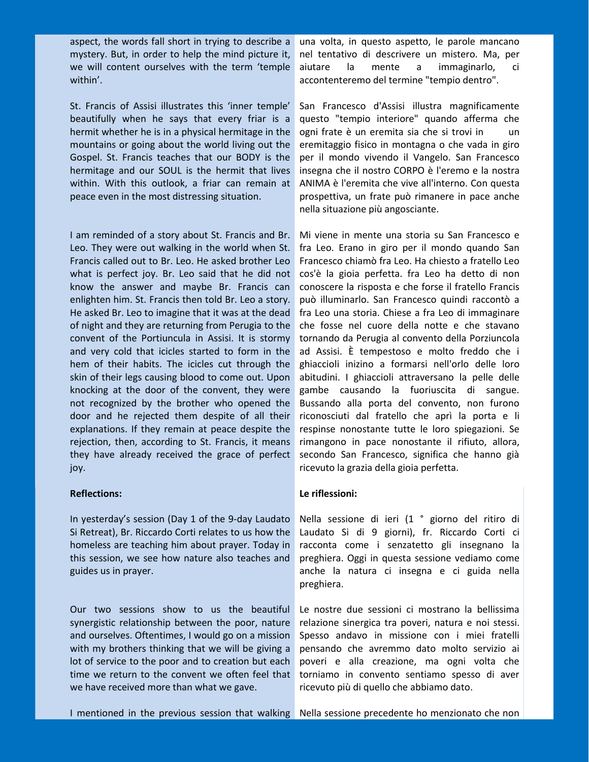aspect, the words fall short in trying to describe a mystery. But, in order to help the mind picture it, we will content ourselves with the term 'temple within'.

una volta, in questo aspetto, le parole mancano nel tentativo di descrivere un mistero. Ma, per aiutare la mente a immaginarlo, ci accontenteremo del termine "tempio dentro".

St. Francis of Assisi illustrates this 'inner temple' beautifully when he says that every friar is a hermit whether he is in a physical hermitage in the mountains or going about the world living out the Gospel. St. Francis teaches that our BODY is the hermitage and our SOUL is the hermit that lives within. With this outlook, a friar can remain at peace even in the most distressing situation.

San Francesco d'Assisi illustra magnificamente questo "tempio interiore" quando afferma che ogni frate è un eremita sia che si trovi in un eremitaggio fisico in montagna o che vada in giro per il mondo vivendo il Vangelo. San Francesco insegna che il nostro CORPO è l'eremo e la nostra ANIMA è l'eremita che vive all'interno. Con questa prospettiva, un frate può rimanere in pace anche nella situazione più angosciante.

I am reminded of a story about St. Francis and Br. Leo. They were out walking in the world when St. Francis called out to Br. Leo. He asked brother Leo what is perfect joy. Br. Leo said that he did not know the answer and maybe Br. Francis can enlighten him. St. Francis then told Br. Leo a story. He asked Br. Leo to imagine that it was at the dead of night and they are returning from Perugia to the convent of the Portiuncula in Assisi. It is stormy and very cold that icicles started to form in the hem of their habits. The icicles cut through the skin of their legs causing blood to come out. Upon knocking at the door of the convent, they were not recognized by the brother who opened the door and he rejected them despite of all their explanations. If they remain at peace despite the rejection, then, according to St. Francis, it means they have already received the grace of perfect joy.

Mi viene in mente una storia su San Francesco e fra Leo. Erano in giro per il mondo quando San Francesco chiamò fra Leo. Ha chiesto a fratello Leo cos'è la gioia perfetta. fra Leo ha detto di non conoscere la risposta e che forse il fratello Francis può illuminarlo. San Francesco quindi raccontò a fra Leo una storia. Chiese a fra Leo di immaginare che fosse nel cuore della notte e che stavano tornando da Perugia al convento della Porziuncola ad Assisi. È tempestoso e molto freddo che i ghiaccioli inizino a formarsi nell'orlo delle loro abitudini. I ghiaccioli attraversano la pelle delle gambe causando la fuoriuscita di sangue. Bussando alla porta del convento, non furono riconosciuti dal fratello che aprì la porta e li respinse nonostante tutte le loro spiegazioni. Se rimangono in pace nonostante il rifiuto, allora, secondo San Francesco, significa che hanno già ricevuto la grazia della gioia perfetta.

**Reflections:**

**Le riflessioni:**

In yesterday's session (Day 1 of the 9-day Laudato Si Retreat), Br. Riccardo Corti relates to us how the homeless are teaching him about prayer. Today in this session, we see how nature also teaches and guides us in prayer.

Nella sessione di ieri (1 ° giorno del ritiro di Laudato Si di 9 giorni), fr. Riccardo Corti ci racconta come i senzatetto gli insegnano la preghiera. Oggi in questa sessione vediamo come anche la natura ci insegna e ci guida nella preghiera.

Our two sessions show to us the beautiful synergistic relationship between the poor, nature and ourselves. Oftentimes, I would go on a mission with my brothers thinking that we will be giving a lot of service to the poor and to creation but each time we return to the convent we often feel that we have received more than what we gave.

Le nostre due sessioni ci mostrano la bellissima relazione sinergica tra poveri, natura e noi stessi. Spesso andavo in missione con i miei fratelli pensando che avremmo dato molto servizio ai poveri e alla creazione, ma ogni volta che torniamo in convento sentiamo spesso di aver ricevuto più di quello che abbiamo dato.

I mentioned in the previous session that walking

Nella sessione precedente ho menzionato che non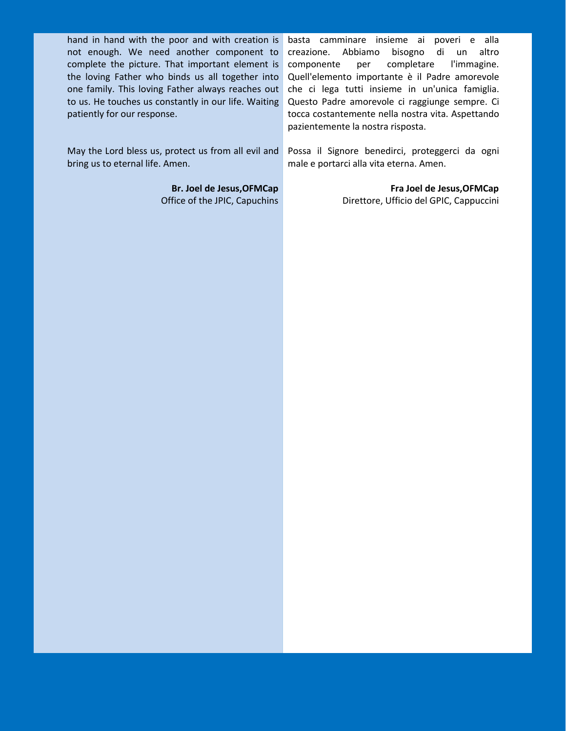hand in hand with the poor and with creation is not enough. We need another component to complete the picture. That important element is the loving Father who binds us all together into one family. This loving Father always reaches out to us. He touches us constantly in our life. Waiting patiently for our response.

May the Lord bless us, protect us from all evil and bring us to eternal life. Amen.

**Br. Joel de Jesus,OFMCap**
Office of the JPIC, Capuchins

basta camminare insieme ai poveri e alla creazione. Abbiamo bisogno di un altro componente per completare l'immagine. Quell'elemento importante è il Padre amorevole che ci lega tutti insieme in un'unica famiglia. Questo Padre amorevole ci raggiunge sempre. Ci tocca costantemente nella nostra vita. Aspettando pazientemente la nostra risposta.

Possa il Signore benedirci, proteggerci da ogni male e portarci alla vita eterna. Amen.

**Fra Joel de Jesus,OFMCap**
Direttore, Ufficio del GPIC, Cappuccini